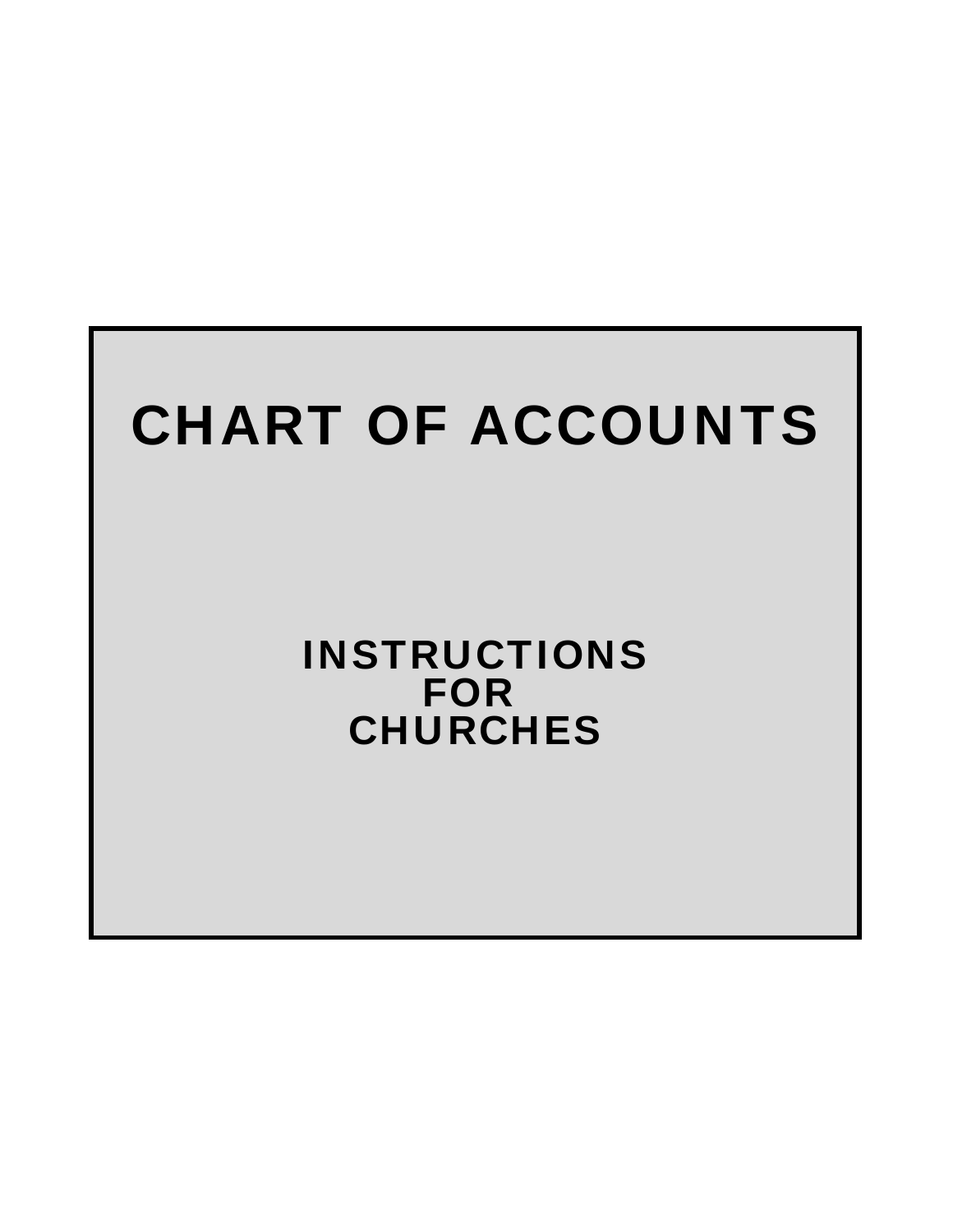# CHART OF ACCOUNTS

## INSTRUCTIONS
## FOR
## CHURCHES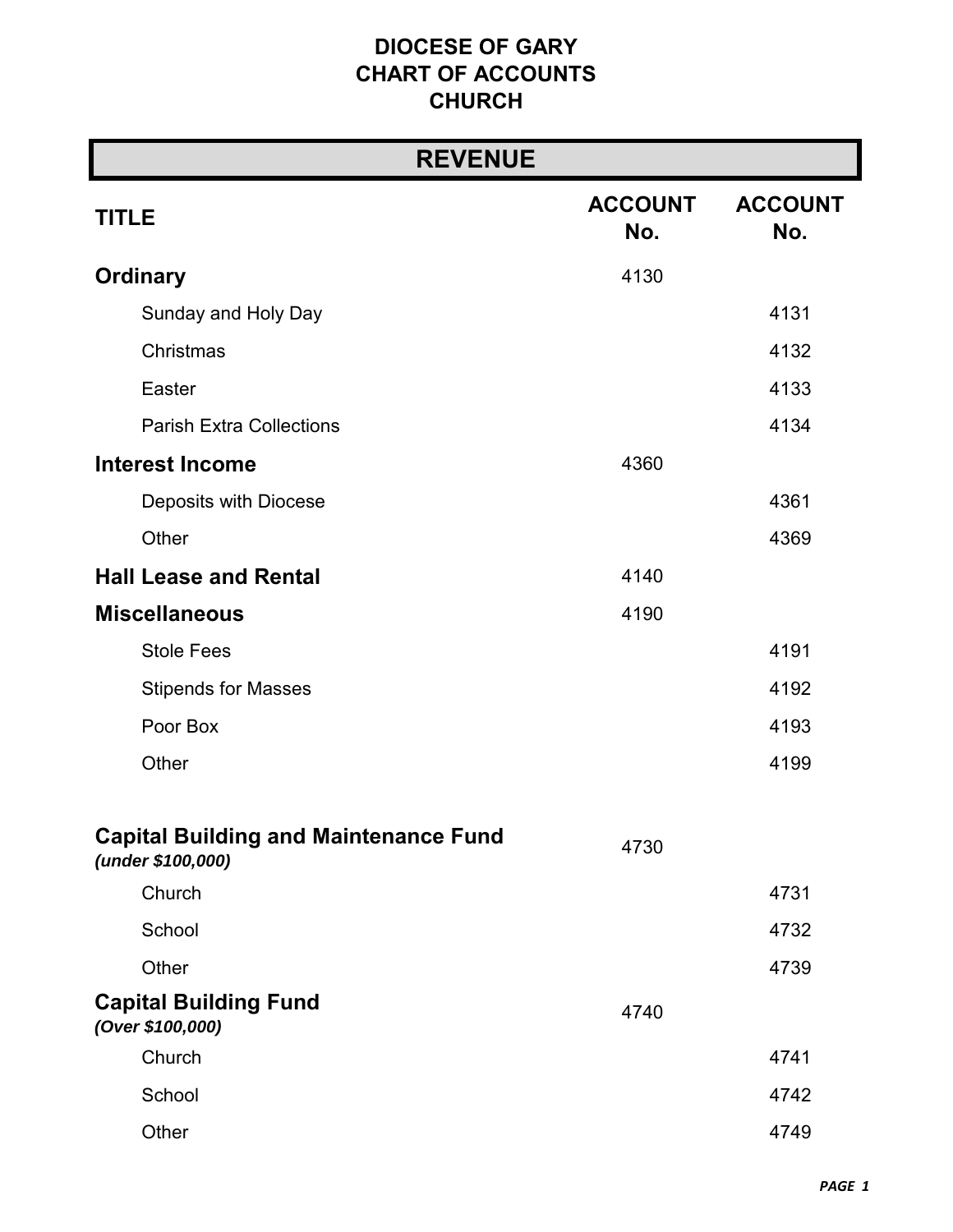# DIOCESE OF GARY
# CHART OF ACCOUNTS
# CHURCH

## REVENUE

| TITLE | ACCOUNT No. | ACCOUNT No. |
|---|---|---|
| **Ordinary** | 4130 | |
| Sunday and Holy Day | | 4131 |
| Christmas | | 4132 |
| Easter | | 4133 |
| Parish Extra Collections | | 4134 |
| **Interest Income** | 4360 | |
| Deposits with Diocese | | 4361 |
| Other | | 4369 |
| **Hall Lease and Rental** | 4140 | |
| **Miscellaneous** | 4190 | |
| Stole Fees | | 4191 |
| Stipends for Masses | | 4192 |
| Poor Box | | 4193 |
| Other | | 4199 |
| **Capital Building and Maintenance Fund** *(under $100,000)* | 4730 | |
| Church | | 4731 |
| School | | 4732 |
| Other | | 4739 |
| **Capital Building Fund** *(Over $100,000)* | 4740 | |
| Church | | 4741 |
| School | | 4742 |
| Other | | 4749 |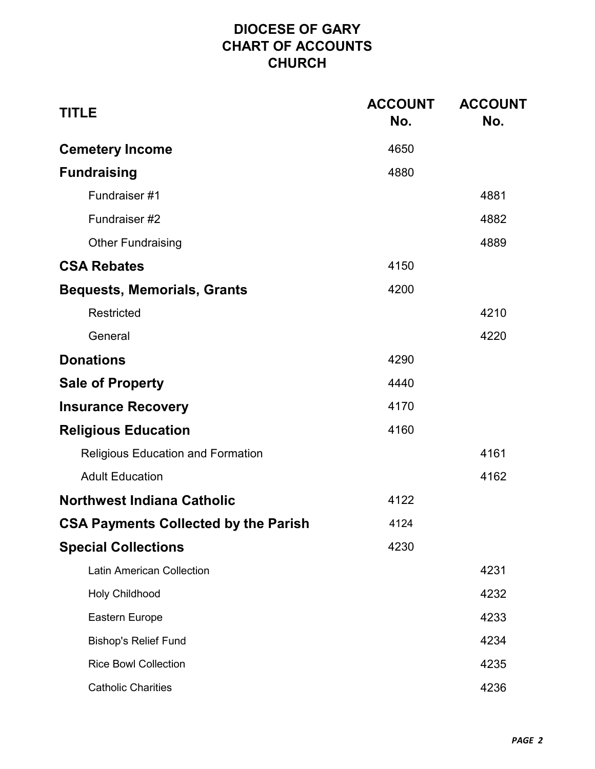# DIOCESE OF GARY
# CHART OF ACCOUNTS
# CHURCH

| TITLE | ACCOUNT No. | ACCOUNT No. |
|---|---|---|
| **Cemetery Income** | 4650 | |
| **Fundraising** | 4880 | |
| Fundraiser #1 | | 4881 |
| Fundraiser #2 | | 4882 |
| Other Fundraising | | 4889 |
| **CSA Rebates** | 4150 | |
| **Bequests, Memorials, Grants** | 4200 | |
| Restricted | | 4210 |
| General | | 4220 |
| **Donations** | 4290 | |
| **Sale of Property** | 4440 | |
| **Insurance Recovery** | 4170 | |
| **Religious Education** | 4160 | |
| Religious Education and Formation | | 4161 |
| Adult Education | | 4162 |
| **Northwest Indiana Catholic** | 4122 | |
| **CSA Payments Collected by the Parish** | 4124 | |
| **Special Collections** | 4230 | |
| Latin American Collection | | 4231 |
| Holy Childhood | | 4232 |
| Eastern Europe | | 4233 |
| Bishop's Relief Fund | | 4234 |
| Rice Bowl Collection | | 4235 |
| Catholic Charities | | 4236 |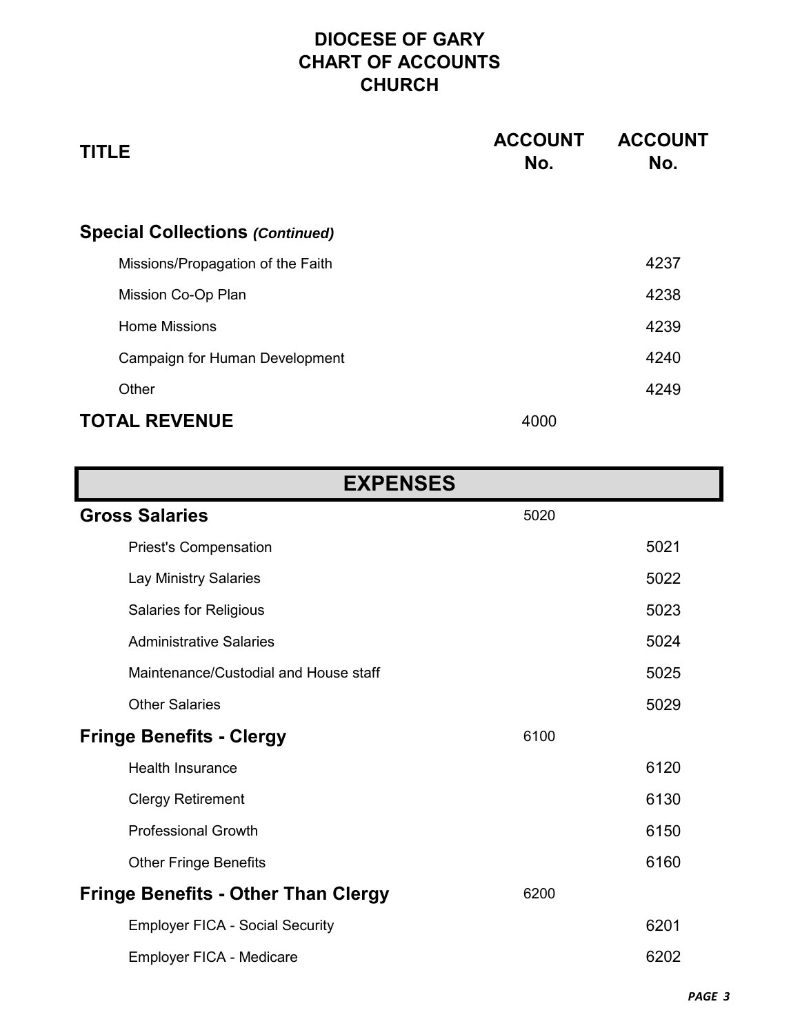# DIOCESE OF GARY
# CHART OF ACCOUNTS
# CHURCH

| TITLE | ACCOUNT No. | ACCOUNT No. |
|---|---|---|
| **Special Collections** ***(Continued)*** | | |
| Missions/Propagation of the Faith | | 4237 |
| Mission Co-Op Plan | | 4238 |
| Home Missions | | 4239 |
| Campaign for Human Development | | 4240 |
| Other | | 4249 |
| **TOTAL REVENUE** | 4000 | |

## EXPENSES

| TITLE | ACCOUNT No. | ACCOUNT No. |
|---|---|---|
| **Gross Salaries** | 5020 | |
| Priest's Compensation | | 5021 |
| Lay Ministry Salaries | | 5022 |
| Salaries for Religious | | 5023 |
| Administrative Salaries | | 5024 |
| Maintenance/Custodial and House staff | | 5025 |
| Other Salaries | | 5029 |
| **Fringe Benefits - Clergy** | 6100 | |
| Health Insurance | | 6120 |
| Clergy Retirement | | 6130 |
| Professional Growth | | 6150 |
| Other Fringe Benefits | | 6160 |
| **Fringe Benefits - Other Than Clergy** | 6200 | |
| Employer FICA - Social Security | | 6201 |
| Employer FICA - Medicare | | 6202 |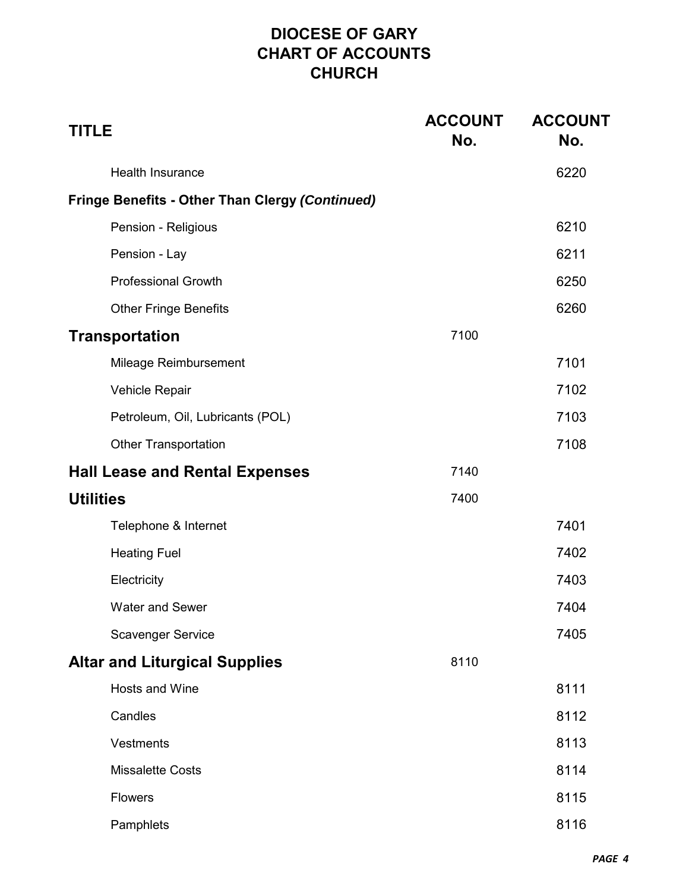# DIOCESE OF GARY
# CHART OF ACCOUNTS
# CHURCH

| TITLE | ACCOUNT No. | ACCOUNT No. |
|---|---|---|
| Health Insurance | | 6220 |
| **Fringe Benefits - Other Than Clergy *(Continued)*** | | |
| Pension - Religious | | 6210 |
| Pension - Lay | | 6211 |
| Professional Growth | | 6250 |
| Other Fringe Benefits | | 6260 |
| **Transportation** | 7100 | |
| Mileage Reimbursement | | 7101 |
| Vehicle Repair | | 7102 |
| Petroleum, Oil, Lubricants (POL) | | 7103 |
| Other Transportation | | 7108 |
| **Hall Lease and Rental Expenses** | 7140 | |
| **Utilities** | 7400 | |
| Telephone & Internet | | 7401 |
| Heating Fuel | | 7402 |
| Electricity | | 7403 |
| Water and Sewer | | 7404 |
| Scavenger Service | | 7405 |
| **Altar and Liturgical Supplies** | 8110 | |
| Hosts and Wine | | 8111 |
| Candles | | 8112 |
| Vestments | | 8113 |
| Missalette Costs | | 8114 |
| Flowers | | 8115 |
| Pamphlets | | 8116 |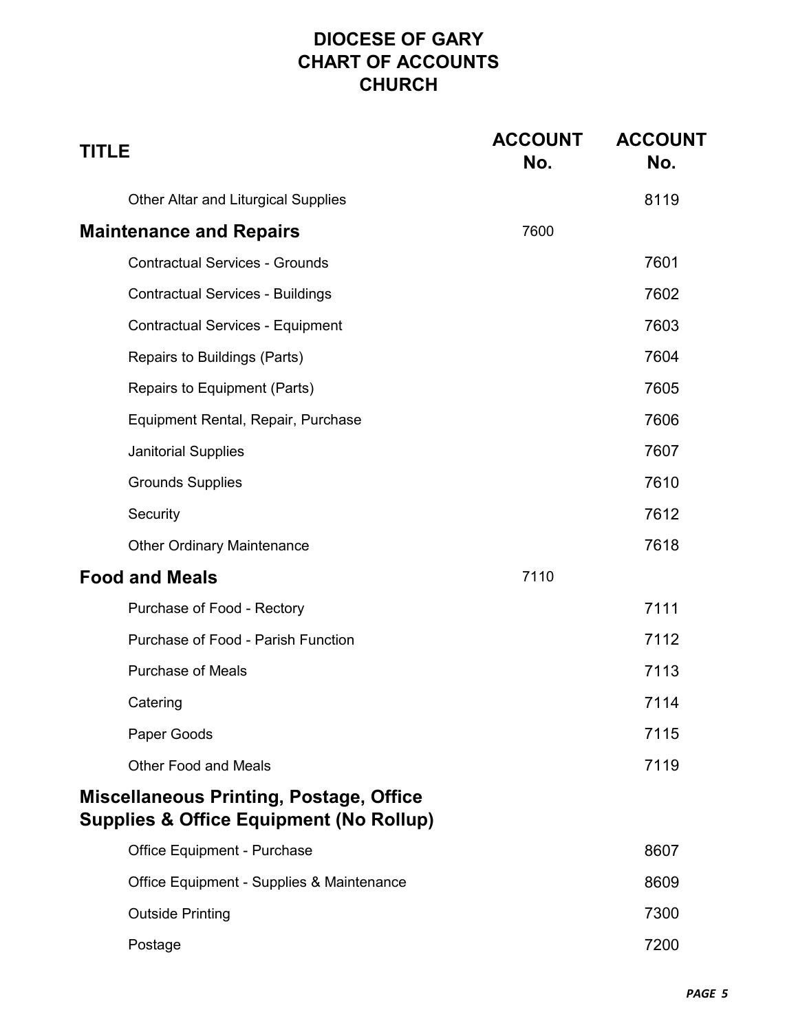# DIOCESE OF GARY
# CHART OF ACCOUNTS
# CHURCH

| TITLE | ACCOUNT No. | ACCOUNT No. |
|---|---|---|
| Other Altar and Liturgical Supplies | | 8119 |
| **Maintenance and Repairs** | 7600 | |
| Contractual Services - Grounds | | 7601 |
| Contractual Services - Buildings | | 7602 |
| Contractual Services - Equipment | | 7603 |
| Repairs to Buildings (Parts) | | 7604 |
| Repairs to Equipment (Parts) | | 7605 |
| Equipment Rental, Repair, Purchase | | 7606 |
| Janitorial Supplies | | 7607 |
| Grounds Supplies | | 7610 |
| Security | | 7612 |
| Other Ordinary Maintenance | | 7618 |
| **Food and Meals** | 7110 | |
| Purchase of Food - Rectory | | 7111 |
| Purchase of Food - Parish Function | | 7112 |
| Purchase of Meals | | 7113 |
| Catering | | 7114 |
| Paper Goods | | 7115 |
| Other Food and Meals | | 7119 |
| **Miscellaneous Printing, Postage, Office Supplies & Office Equipment (No Rollup)** | | |
| Office Equipment - Purchase | | 8607 |
| Office Equipment - Supplies & Maintenance | | 8609 |
| Outside Printing | | 7300 |
| Postage | | 7200 |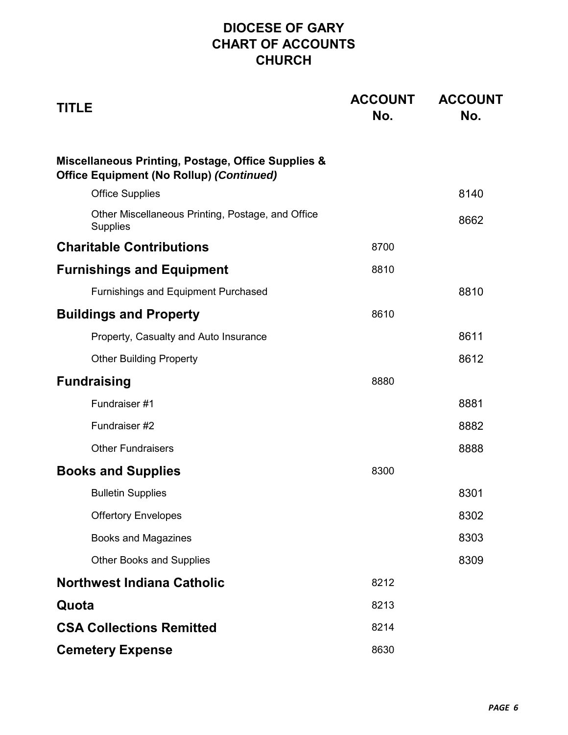# DIOCESE OF GARY
# CHART OF ACCOUNTS
# CHURCH

| TITLE | ACCOUNT No. | ACCOUNT No. |
|---|---|---|
| **Miscellaneous Printing, Postage, Office Supplies & Office Equipment (No Rollup)** ***(Continued)*** | | |
| Office Supplies | | 8140 |
| Other Miscellaneous Printing, Postage, and Office Supplies | | 8662 |
| **Charitable Contributions** | 8700 | |
| **Furnishings and Equipment** | 8810 | |
| Furnishings and Equipment Purchased | | 8810 |
| **Buildings and Property** | 8610 | |
| Property, Casualty and Auto Insurance | | 8611 |
| Other Building Property | | 8612 |
| **Fundraising** | 8880 | |
| Fundraiser #1 | | 8881 |
| Fundraiser #2 | | 8882 |
| Other Fundraisers | | 8888 |
| **Books and Supplies** | 8300 | |
| Bulletin Supplies | | 8301 |
| Offertory Envelopes | | 8302 |
| Books and Magazines | | 8303 |
| Other Books and Supplies | | 8309 |
| **Northwest Indiana Catholic** | 8212 | |
| **Quota** | 8213 | |
| **CSA Collections Remitted** | 8214 | |
| **Cemetery Expense** | 8630 | |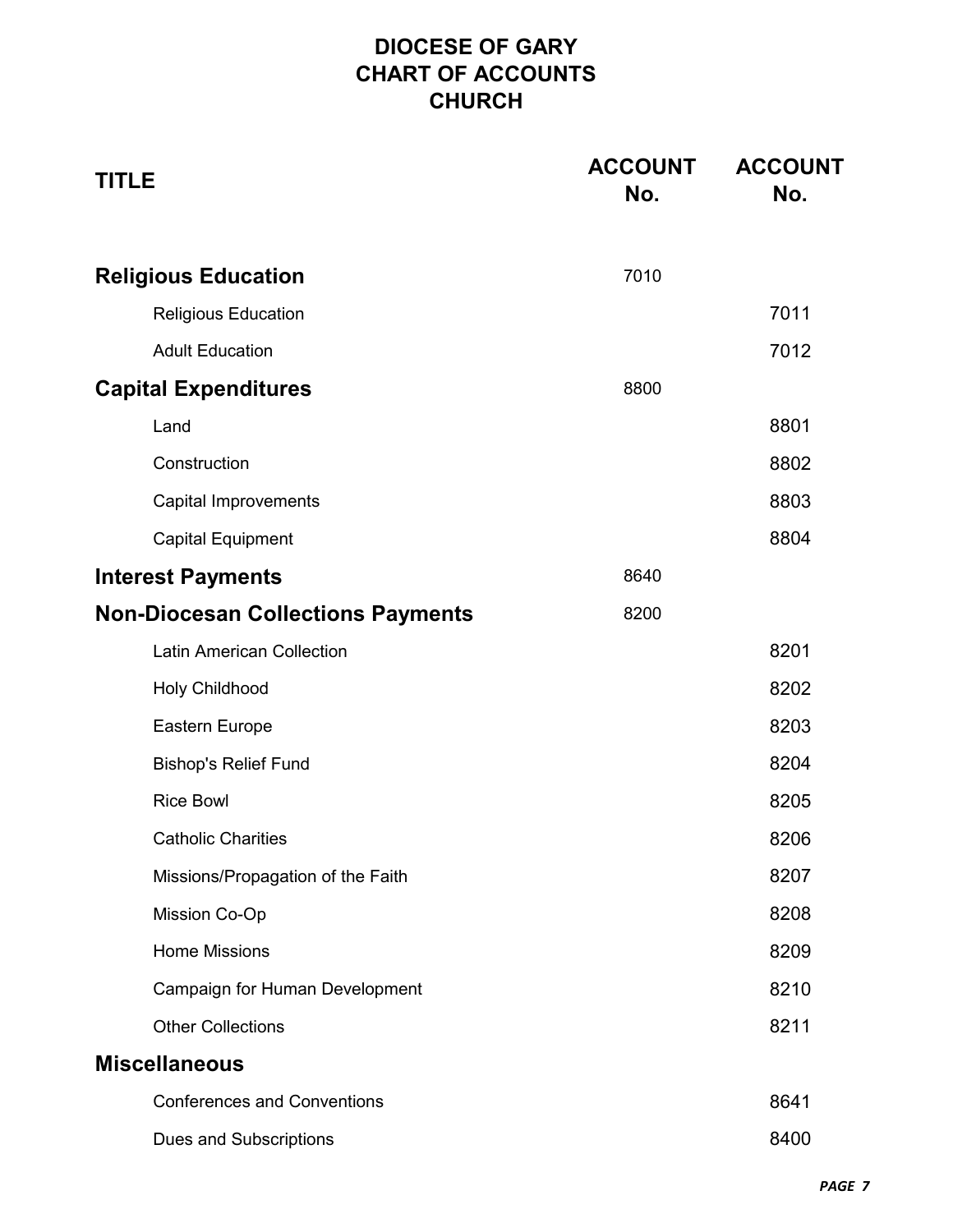# DIOCESE OF GARY
# CHART OF ACCOUNTS
# CHURCH

| TITLE | ACCOUNT No. | ACCOUNT No. |
|---|---|---|
| **Religious Education** | 7010 | |
| Religious Education | | 7011 |
| Adult Education | | 7012 |
| **Capital Expenditures** | 8800 | |
| Land | | 8801 |
| Construction | | 8802 |
| Capital Improvements | | 8803 |
| Capital Equipment | | 8804 |
| **Interest Payments** | 8640 | |
| **Non-Diocesan Collections Payments** | 8200 | |
| Latin American Collection | | 8201 |
| Holy Childhood | | 8202 |
| Eastern Europe | | 8203 |
| Bishop's Relief Fund | | 8204 |
| Rice Bowl | | 8205 |
| Catholic Charities | | 8206 |
| Missions/Propagation of the Faith | | 8207 |
| Mission Co-Op | | 8208 |
| Home Missions | | 8209 |
| Campaign for Human Development | | 8210 |
| Other Collections | | 8211 |
| **Miscellaneous** | | |
| Conferences and Conventions | | 8641 |
| Dues and Subscriptions | | 8400 |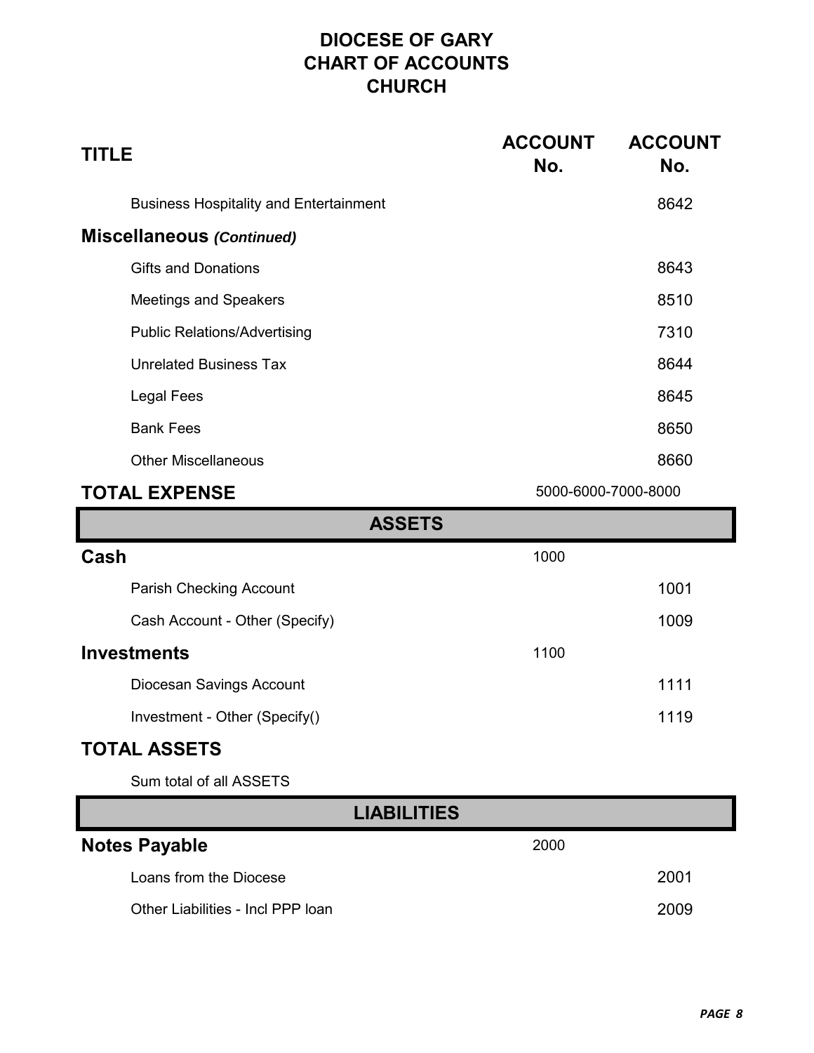# DIOCESE OF GARY
# CHART OF ACCOUNTS
# CHURCH

| TITLE | ACCOUNT No. | ACCOUNT No. |
|---|---|---|
| Business Hospitality and Entertainment | | 8642 |
| **Miscellaneous *(Continued)*** | | |
| Gifts and Donations | | 8643 |
| Meetings and Speakers | | 8510 |
| Public Relations/Advertising | | 7310 |
| Unrelated Business Tax | | 8644 |
| Legal Fees | | 8645 |
| Bank Fees | | 8650 |
| Other Miscellaneous | | 8660 |
| **TOTAL EXPENSE** | 5000-6000-7000-8000 | |
| **ASSETS** | | |
| **Cash** | 1000 | |
| Parish Checking Account | | 1001 |
| Cash Account - Other (Specify) | | 1009 |
| **Investments** | 1100 | |
| Diocesan Savings Account | | 1111 |
| Investment - Other (Specify() | | 1119 |
| **TOTAL ASSETS** | | |
| Sum total of all ASSETS | | |
| **LIABILITIES** | | |
| **Notes Payable** | 2000 | |
| Loans from the Diocese | | 2001 |
| Other Liabilities - Incl PPP loan | | 2009 |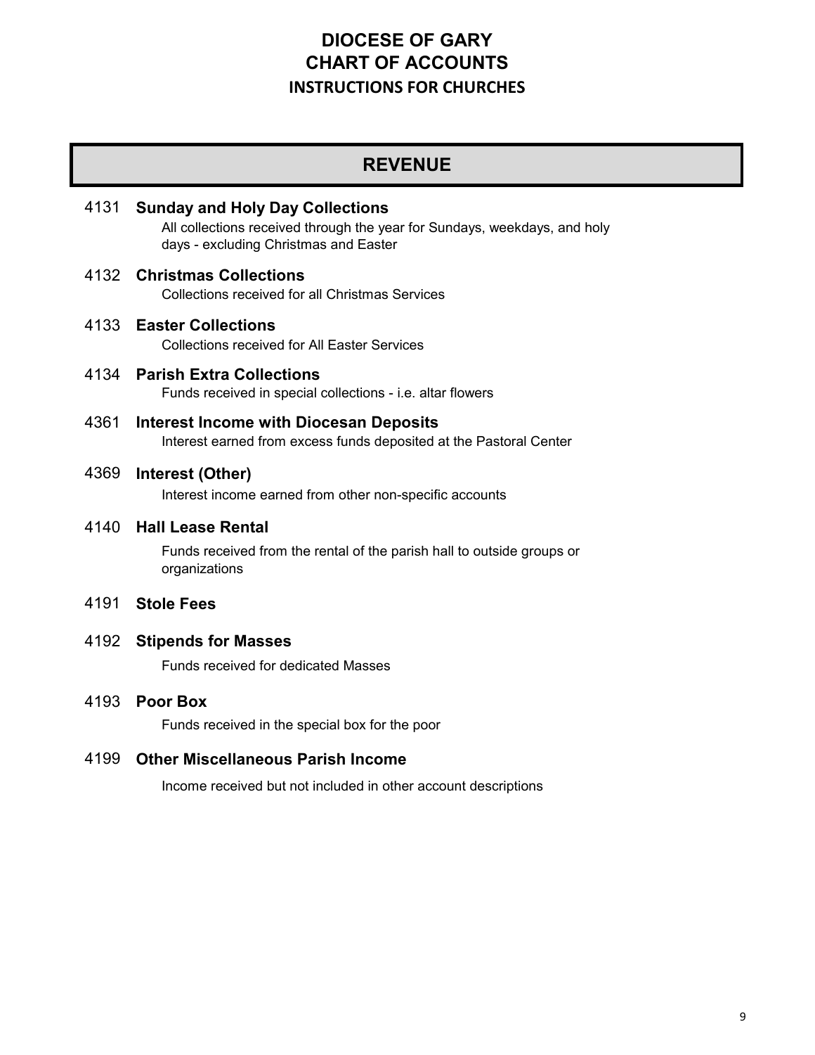# DIOCESE OF GARY
# CHART OF ACCOUNTS
## INSTRUCTIONS FOR CHURCHES

## REVENUE

4131 **Sunday and Holy Day Collections**

All collections received through the year for Sundays, weekdays, and holy days - excluding Christmas and Easter

4132 **Christmas Collections**

Collections received for all Christmas Services

4133 **Easter Collections**

Collections received for All Easter Services

4134 **Parish Extra Collections**

Funds received in special collections - i.e. altar flowers

4361 **Interest Income with Diocesan Deposits**

Interest earned from excess funds deposited at the Pastoral Center

4369 **Interest (Other)**

Interest income earned from other non-specific accounts

4140 **Hall Lease Rental**

Funds received from the rental of the parish hall to outside groups or organizations

4191 **Stole Fees**

4192 **Stipends for Masses**

Funds received for dedicated Masses

4193 **Poor Box**

Funds received in the special box for the poor

4199 **Other Miscellaneous Parish Income**

Income received but not included in other account descriptions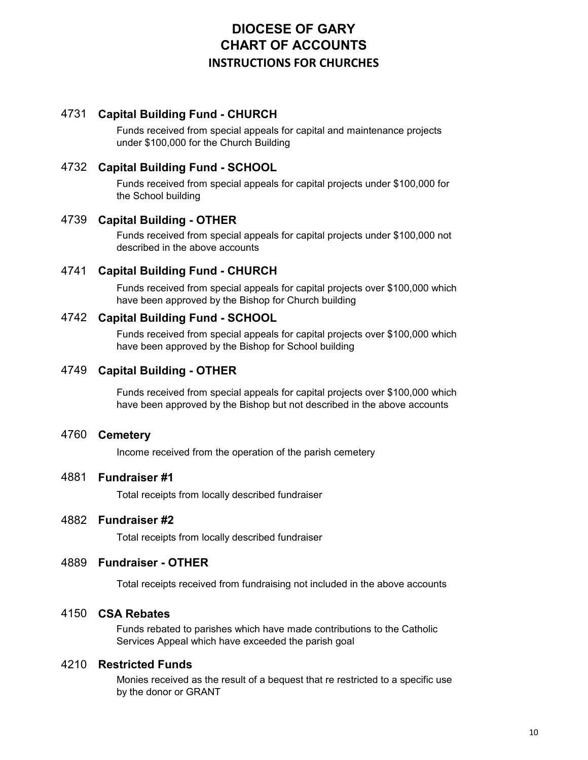# DIOCESE OF GARY
# CHART OF ACCOUNTS
## INSTRUCTIONS FOR CHURCHES

### 4731 **Capital Building Fund - CHURCH**

Funds received from special appeals for capital and maintenance projects under $100,000 for the Church Building

### 4732 **Capital Building Fund - SCHOOL**

Funds received from special appeals for capital projects under $100,000 for the School building

### 4739 **Capital Building - OTHER**

Funds received from special appeals for capital projects under $100,000 not described in the above accounts

### 4741 **Capital Building Fund - CHURCH**

Funds received from special appeals for capital projects over $100,000 which have been approved by the Bishop for Church building

### 4742 **Capital Building Fund - SCHOOL**

Funds received from special appeals for capital projects over $100,000 which have been approved by the Bishop for School building

### 4749 **Capital Building - OTHER**

Funds received from special appeals for capital projects over $100,000 which have been approved by the Bishop but not described in the above accounts

### 4760 **Cemetery**

Income received from the operation of the parish cemetery

### 4881 **Fundraiser #1**

Total receipts from locally described fundraiser

### 4882 **Fundraiser #2**

Total receipts from locally described fundraiser

### 4889 **Fundraiser - OTHER**

Total receipts received from fundraising not included in the above accounts

### 4150 **CSA Rebates**

Funds rebated to parishes which have made contributions to the Catholic Services Appeal which have exceeded the parish goal

### 4210 **Restricted Funds**

Monies received as the result of a bequest that re restricted to a specific use by the donor or GRANT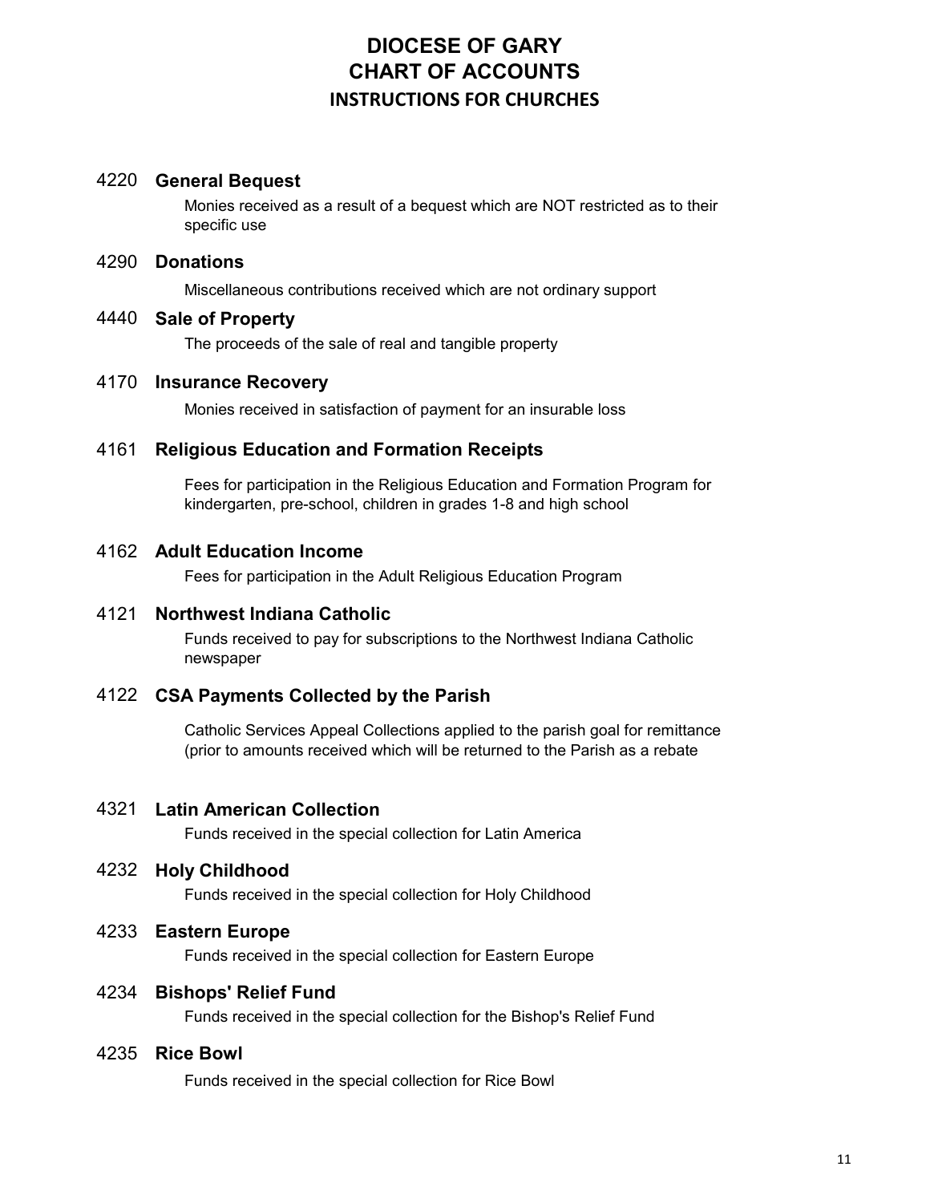# DIOCESE OF GARY
# CHART OF ACCOUNTS
## INSTRUCTIONS FOR CHURCHES

4220 **General Bequest**

Monies received as a result of a bequest which are NOT restricted as to their specific use

4290 **Donations**

Miscellaneous contributions received which are not ordinary support

4440 **Sale of Property**

The proceeds of the sale of real and tangible property

4170 **Insurance Recovery**

Monies received in satisfaction of payment for an insurable loss

4161 **Religious Education and Formation Receipts**

Fees for participation in the Religious Education and Formation Program for kindergarten, pre-school, children in grades 1-8 and high school

4162 **Adult Education Income**

Fees for participation in the Adult Religious Education Program

4121 **Northwest Indiana Catholic**

Funds received to pay for subscriptions to the Northwest Indiana Catholic newspaper

4122 **CSA Payments Collected by the Parish**

Catholic Services Appeal Collections applied to the parish goal for remittance (prior to amounts received which will be returned to the Parish as a rebate

4321 **Latin American Collection**

Funds received in the special collection for Latin America

4232 **Holy Childhood**

Funds received in the special collection for Holy Childhood

4233 **Eastern Europe**

Funds received in the special collection for Eastern Europe

4234 **Bishops' Relief Fund**

Funds received in the special collection for the Bishop's Relief Fund

4235 **Rice Bowl**

Funds received in the special collection for Rice Bowl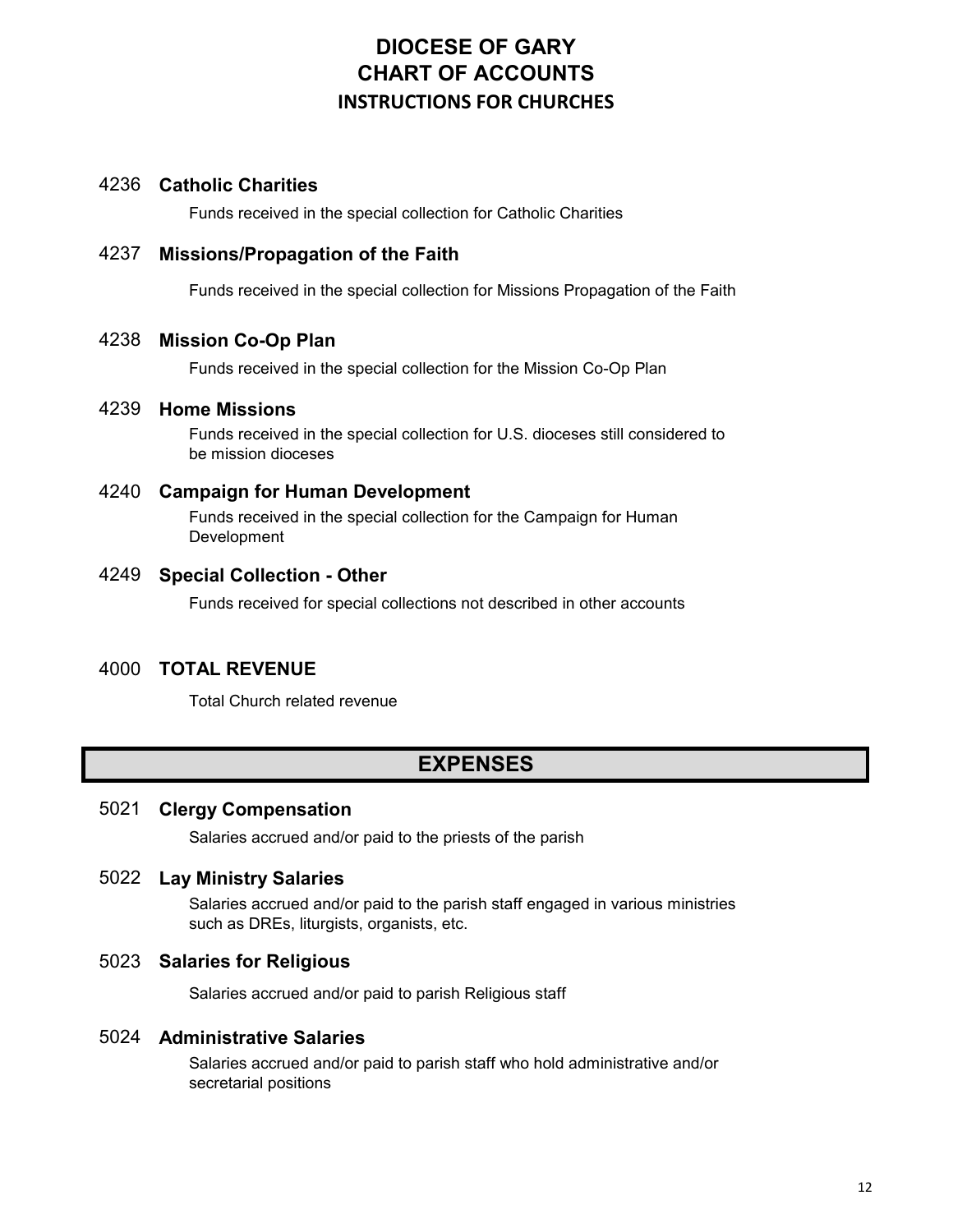### 4236 **Catholic Charities**

Funds received in the special collection for Catholic Charities

### 4237 **Missions/Propagation of the Faith**

Funds received in the special collection for Missions Propagation of the Faith

### 4238 **Mission Co-Op Plan**

Funds received in the special collection for the Mission Co-Op Plan

### 4239 **Home Missions**

Funds received in the special collection for U.S. dioceses still considered to be mission dioceses

### 4240 **Campaign for Human Development**

Funds received in the special collection for the Campaign for Human Development

### 4249 **Special Collection - Other**

Funds received for special collections not described in other accounts

### 4000 **TOTAL REVENUE**

Total Church related revenue

## EXPENSES

### 5021 **Clergy Compensation**

Salaries accrued and/or paid to the priests of the parish

### 5022 **Lay Ministry Salaries**

Salaries accrued and/or paid to the parish staff engaged in various ministries such as DREs, liturgists, organists, etc.

### 5023 **Salaries for Religious**

Salaries accrued and/or paid to parish Religious staff

### 5024 **Administrative Salaries**

Salaries accrued and/or paid to parish staff who hold administrative and/or secretarial positions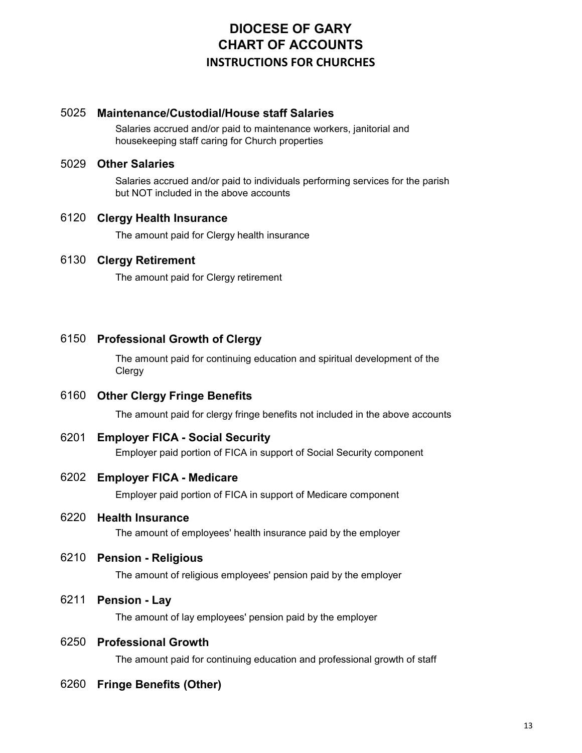# DIOCESE OF GARY
# CHART OF ACCOUNTS
## INSTRUCTIONS FOR CHURCHES

### 5025 Maintenance/Custodial/House staff Salaries

Salaries accrued and/or paid to maintenance workers, janitorial and housekeeping staff caring for Church properties

### 5029 Other Salaries

Salaries accrued and/or paid to individuals performing services for the parish but NOT included in the above accounts

### 6120 Clergy Health Insurance

The amount paid for Clergy health insurance

### 6130 Clergy Retirement

The amount paid for Clergy retirement

### 6150 Professional Growth of Clergy

The amount paid for continuing education and spiritual development of the Clergy

### 6160 Other Clergy Fringe Benefits

The amount paid for clergy fringe benefits not included in the above accounts

### 6201 Employer FICA - Social Security

Employer paid portion of FICA in support of Social Security component

### 6202 Employer FICA - Medicare

Employer paid portion of FICA in support of Medicare component

### 6220 Health Insurance

The amount of employees' health insurance paid by the employer

### 6210 Pension - Religious

The amount of religious employees' pension paid by the employer

### 6211 Pension - Lay

The amount of lay employees' pension paid by the employer

### 6250 Professional Growth

The amount paid for continuing education and professional growth of staff

### 6260 Fringe Benefits (Other)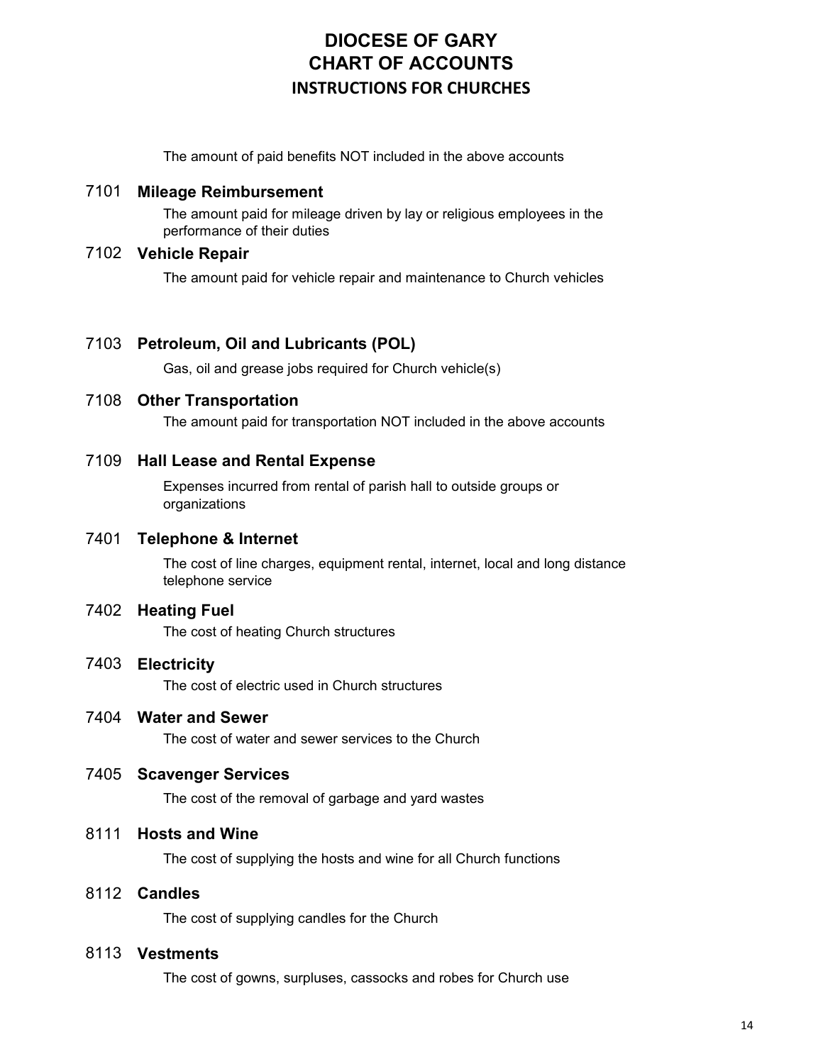The amount of paid benefits NOT included in the above accounts

### 7101 **Mileage Reimbursement**

The amount paid for mileage driven by lay or religious employees in the performance of their duties

### 7102 **Vehicle Repair**

The amount paid for vehicle repair and maintenance to Church vehicles

### 7103 **Petroleum, Oil and Lubricants (POL)**

Gas, oil and grease jobs required for Church vehicle(s)

### 7108 **Other Transportation**

The amount paid for transportation NOT included in the above accounts

### 7109 **Hall Lease and Rental Expense**

Expenses incurred from rental of parish hall to outside groups or organizations

### 7401 **Telephone & Internet**

The cost of line charges, equipment rental, internet, local and long distance telephone service

### 7402 **Heating Fuel**

The cost of heating Church structures

### 7403 **Electricity**

The cost of electric used in Church structures

### 7404 **Water and Sewer**

The cost of water and sewer services to the Church

### 7405 **Scavenger Services**

The cost of the removal of garbage and yard wastes

### 8111 **Hosts and Wine**

The cost of supplying the hosts and wine for all Church functions

### 8112 **Candles**

The cost of supplying candles for the Church

### 8113 **Vestments**

The cost of gowns, surpluses, cassocks and robes for Church use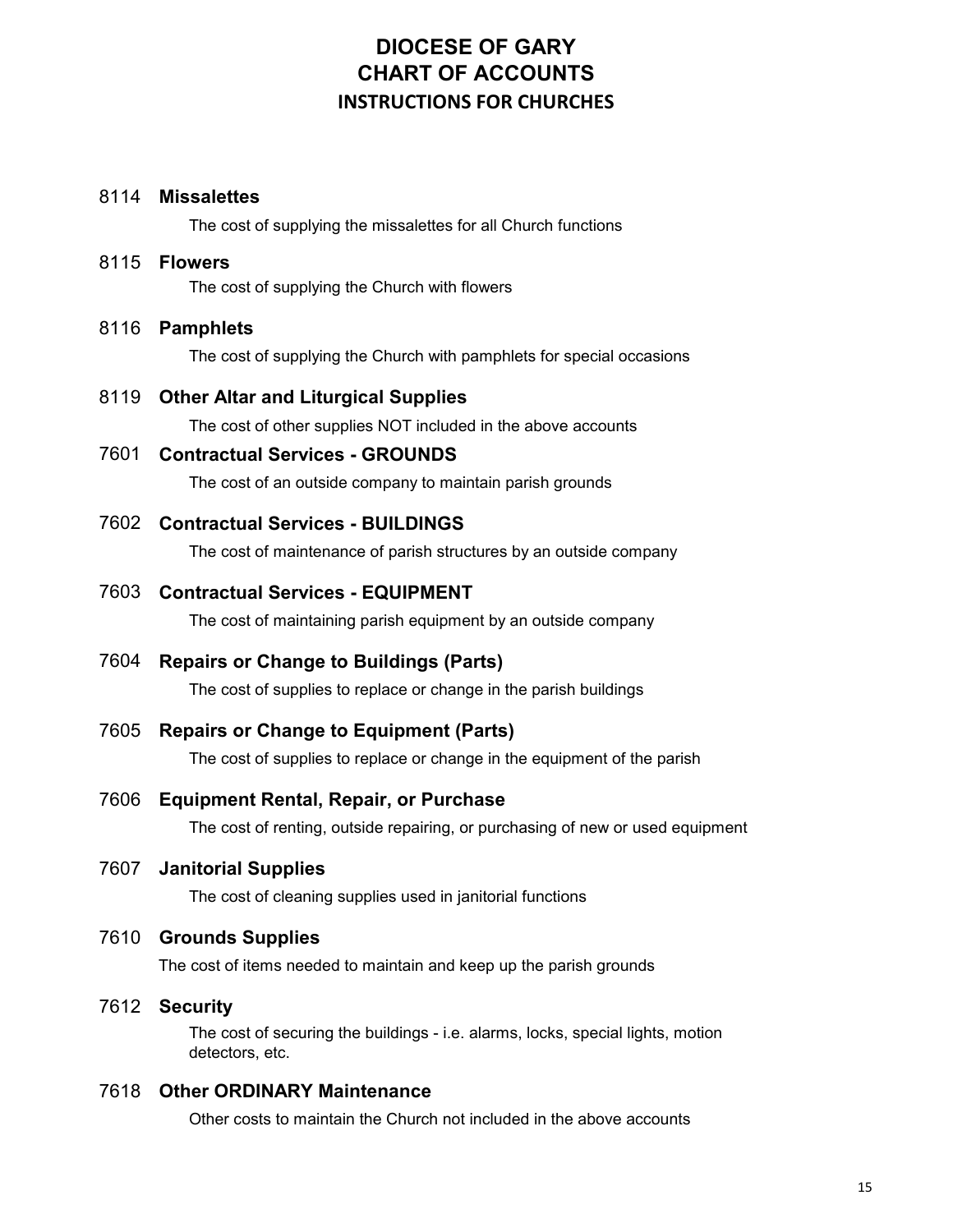# DIOCESE OF GARY
# CHART OF ACCOUNTS
## INSTRUCTIONS FOR CHURCHES

8114 **Missalettes**

The cost of supplying the missalettes for all Church functions

8115 **Flowers**

The cost of supplying the Church with flowers

8116 **Pamphlets**

The cost of supplying the Church with pamphlets for special occasions

8119 **Other Altar and Liturgical Supplies**

The cost of other supplies NOT included in the above accounts

7601 **Contractual Services - GROUNDS**

The cost of an outside company to maintain parish grounds

7602 **Contractual Services - BUILDINGS**

The cost of maintenance of parish structures by an outside company

7603 **Contractual Services - EQUIPMENT**

The cost of maintaining parish equipment by an outside company

7604 **Repairs or Change to Buildings (Parts)**

The cost of supplies to replace or change in the parish buildings

7605 **Repairs or Change to Equipment (Parts)**

The cost of supplies to replace or change in the equipment of the parish

7606 **Equipment Rental, Repair, or Purchase**

The cost of renting, outside repairing, or purchasing of new or used equipment

7607 **Janitorial Supplies**

The cost of cleaning supplies used in janitorial functions

7610 **Grounds Supplies**

The cost of items needed to maintain and keep up the parish grounds

7612 **Security**

The cost of securing the buildings - i.e. alarms, locks, special lights, motion detectors, etc.

7618 **Other ORDINARY Maintenance**

Other costs to maintain the Church not included in the above accounts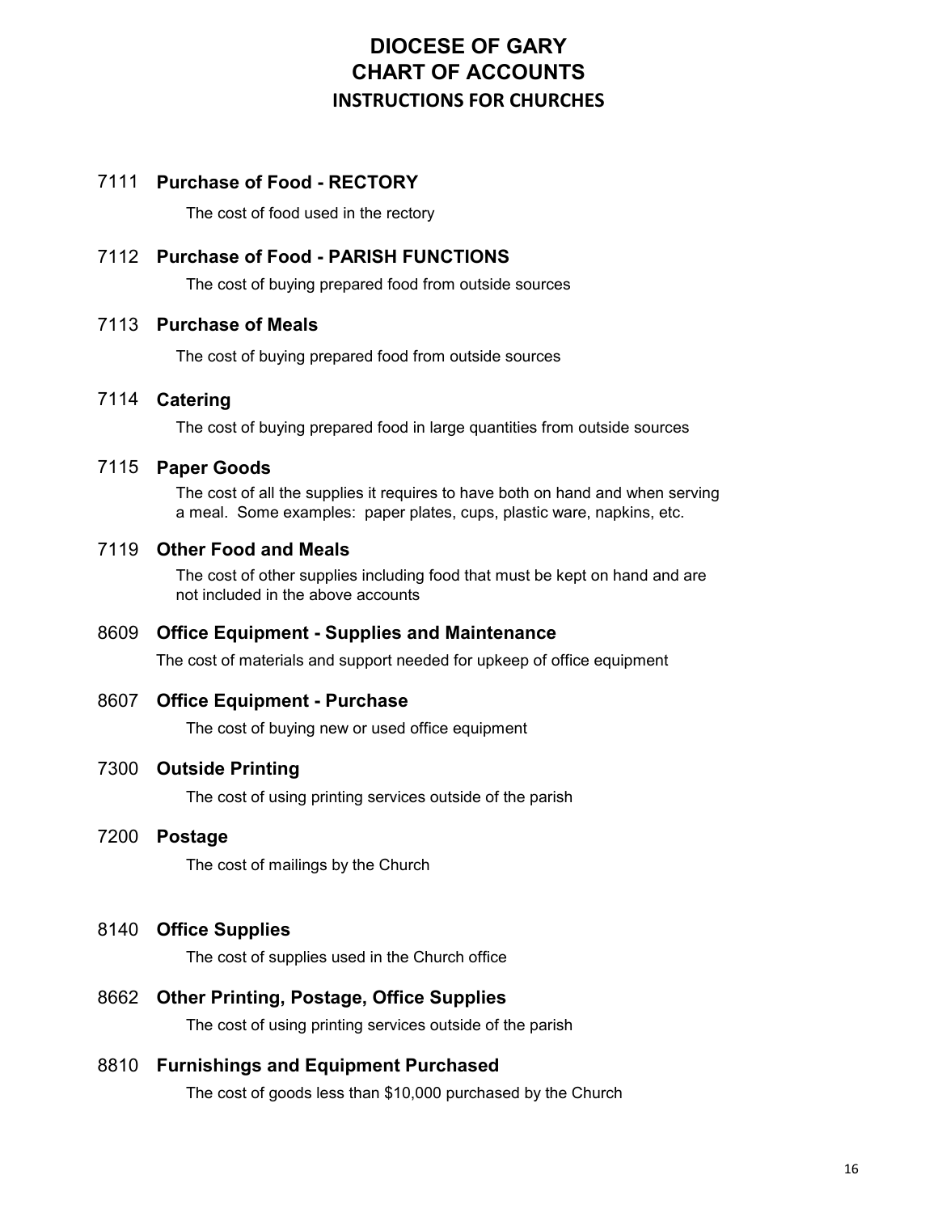# DIOCESE OF GARY
# CHART OF ACCOUNTS
## INSTRUCTIONS FOR CHURCHES

### 7111 **Purchase of Food - RECTORY**

The cost of food used in the rectory

### 7112 **Purchase of Food - PARISH FUNCTIONS**

The cost of buying prepared food from outside sources

### 7113 **Purchase of Meals**

The cost of buying prepared food from outside sources

### 7114 **Catering**

The cost of buying prepared food in large quantities from outside sources

### 7115 **Paper Goods**

The cost of all the supplies it requires to have both on hand and when serving a meal. Some examples: paper plates, cups, plastic ware, napkins, etc.

### 7119 **Other Food and Meals**

The cost of other supplies including food that must be kept on hand and are not included in the above accounts

### 8609 **Office Equipment - Supplies and Maintenance**

The cost of materials and support needed for upkeep of office equipment

### 8607 **Office Equipment - Purchase**

The cost of buying new or used office equipment

### 7300 **Outside Printing**

The cost of using printing services outside of the parish

### 7200 **Postage**

The cost of mailings by the Church

### 8140 **Office Supplies**

The cost of supplies used in the Church office

### 8662 **Other Printing, Postage, Office Supplies**

The cost of using printing services outside of the parish

### 8810 **Furnishings and Equipment Purchased**

The cost of goods less than $10,000 purchased by the Church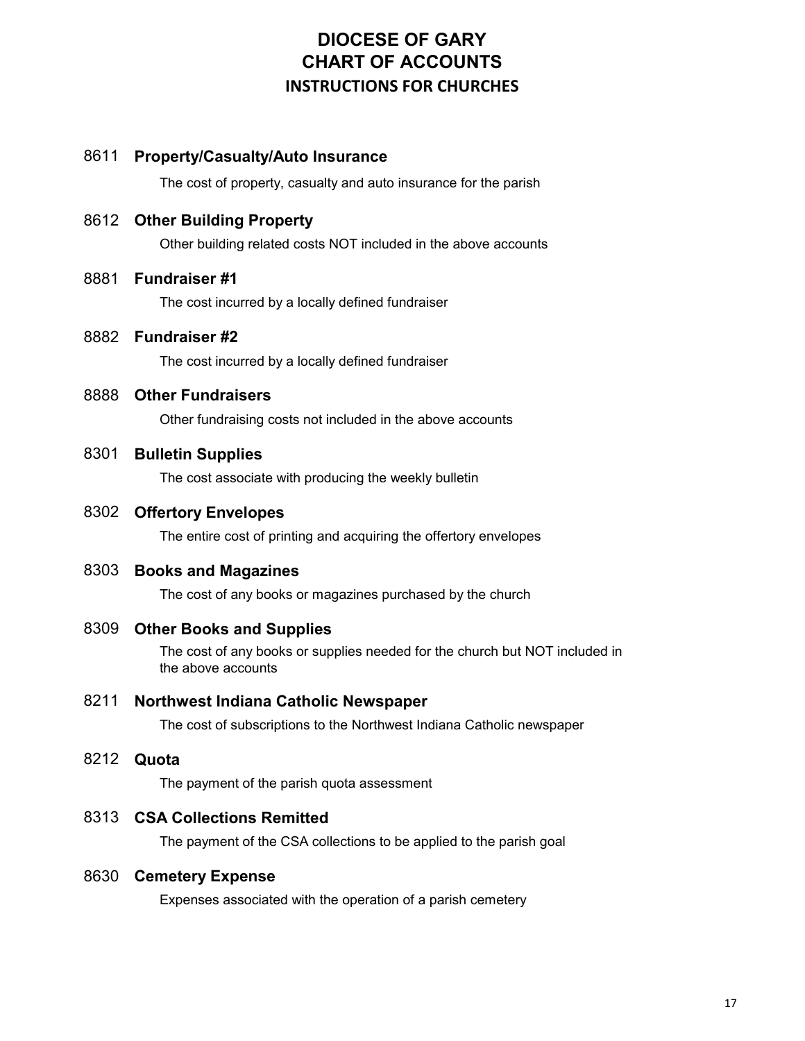# DIOCESE OF GARY
# CHART OF ACCOUNTS
## INSTRUCTIONS FOR CHURCHES

8611 **Property/Casualty/Auto Insurance**

The cost of property, casualty and auto insurance for the parish

8612 **Other Building Property**

Other building related costs NOT included in the above accounts

8881 **Fundraiser #1**

The cost incurred by a locally defined fundraiser

8882 **Fundraiser #2**

The cost incurred by a locally defined fundraiser

8888 **Other Fundraisers**

Other fundraising costs not included in the above accounts

8301 **Bulletin Supplies**

The cost associate with producing the weekly bulletin

8302 **Offertory Envelopes**

The entire cost of printing and acquiring the offertory envelopes

8303 **Books and Magazines**

The cost of any books or magazines purchased by the church

8309 **Other Books and Supplies**

The cost of any books or supplies needed for the church but NOT included in the above accounts

8211 **Northwest Indiana Catholic Newspaper**

The cost of subscriptions to the Northwest Indiana Catholic newspaper

8212 **Quota**

The payment of the parish quota assessment

8313 **CSA Collections Remitted**

The payment of the CSA collections to be applied to the parish goal

8630 **Cemetery Expense**

Expenses associated with the operation of a parish cemetery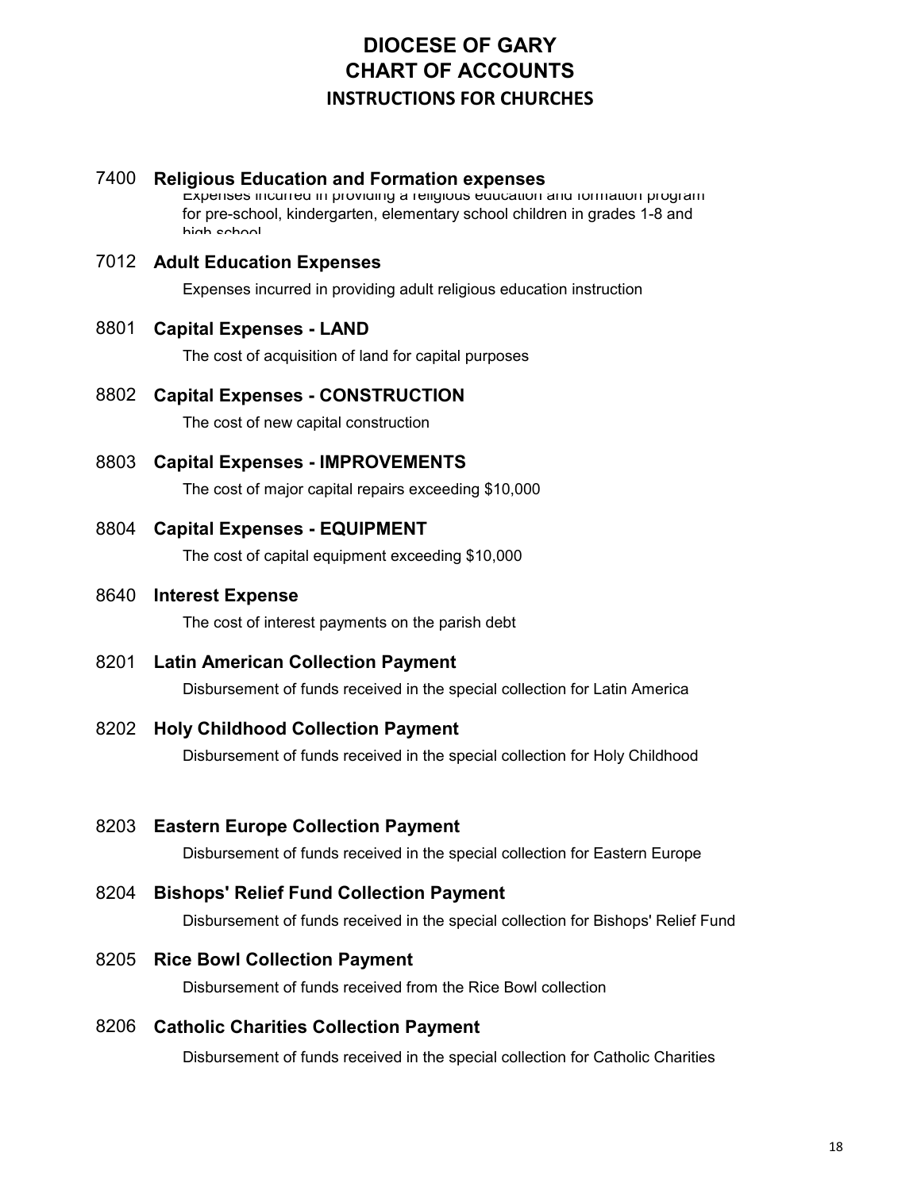# DIOCESE OF GARY
# CHART OF ACCOUNTS
## INSTRUCTIONS FOR CHURCHES

7400 **Religious Education and Formation expenses**

Expenses incurred in providing a religious education and formation program for pre-school, kindergarten, elementary school children in grades 1-8 and high school

7012 **Adult Education Expenses**

Expenses incurred in providing adult religious education instruction

8801 **Capital Expenses - LAND**

The cost of acquisition of land for capital purposes

8802 **Capital Expenses - CONSTRUCTION**

The cost of new capital construction

8803 **Capital Expenses - IMPROVEMENTS**

The cost of major capital repairs exceeding $10,000

8804 **Capital Expenses - EQUIPMENT**

The cost of capital equipment exceeding $10,000

8640 **Interest Expense**

The cost of interest payments on the parish debt

8201 **Latin American Collection Payment**

Disbursement of funds received in the special collection for Latin America

8202 **Holy Childhood Collection Payment**

Disbursement of funds received in the special collection for Holy Childhood

8203 **Eastern Europe Collection Payment**

Disbursement of funds received in the special collection for Eastern Europe

8204 **Bishops' Relief Fund Collection Payment**

Disbursement of funds received in the special collection for Bishops' Relief Fund

8205 **Rice Bowl Collection Payment**

Disbursement of funds received from the Rice Bowl collection

8206 **Catholic Charities Collection Payment**

Disbursement of funds received in the special collection for Catholic Charities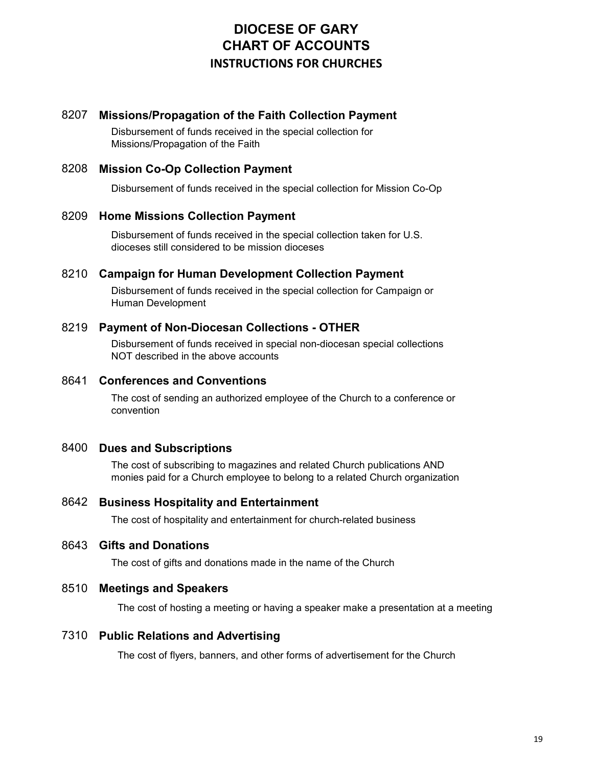# DIOCESE OF GARY
# CHART OF ACCOUNTS
## INSTRUCTIONS FOR CHURCHES

### 8207 Missions/Propagation of the Faith Collection Payment

Disbursement of funds received in the special collection for Missions/Propagation of the Faith

### 8208 Mission Co-Op Collection Payment

Disbursement of funds received in the special collection for Mission Co-Op

### 8209 Home Missions Collection Payment

Disbursement of funds received in the special collection taken for U.S. dioceses still considered to be mission dioceses

### 8210 Campaign for Human Development Collection Payment

Disbursement of funds received in the special collection for Campaign or Human Development

### 8219 Payment of Non-Diocesan Collections - OTHER

Disbursement of funds received in special non-diocesan special collections NOT described in the above accounts

### 8641 Conferences and Conventions

The cost of sending an authorized employee of the Church to a conference or convention

### 8400 Dues and Subscriptions

The cost of subscribing to magazines and related Church publications AND monies paid for a Church employee to belong to a related Church organization

### 8642 Business Hospitality and Entertainment

The cost of hospitality and entertainment for church-related business

### 8643 Gifts and Donations

The cost of gifts and donations made in the name of the Church

### 8510 Meetings and Speakers

The cost of hosting a meeting or having a speaker make a presentation at a meeting

### 7310 Public Relations and Advertising

The cost of flyers, banners, and other forms of advertisement for the Church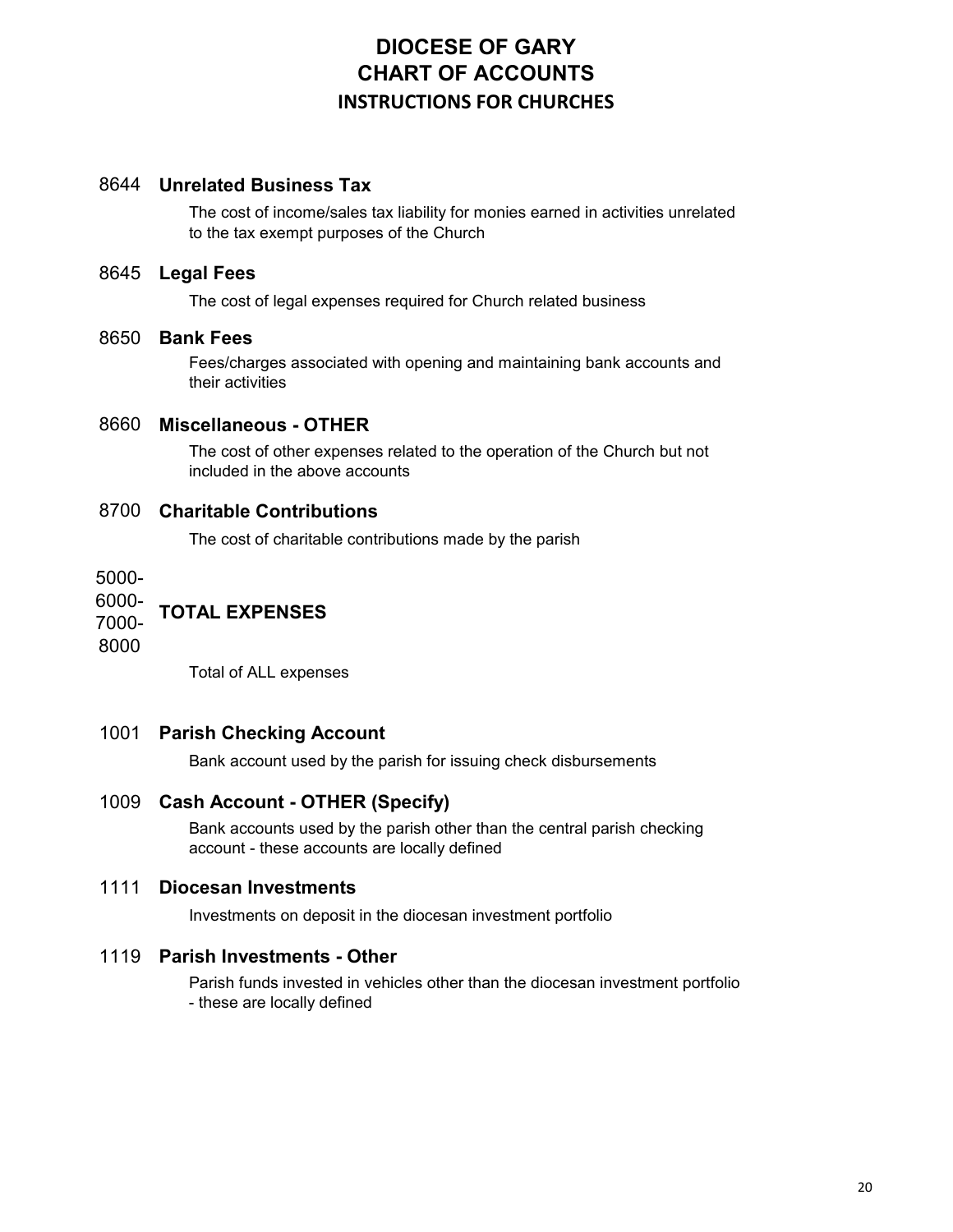# DIOCESE OF GARY
# CHART OF ACCOUNTS
## INSTRUCTIONS FOR CHURCHES

8644 **Unrelated Business Tax**

The cost of income/sales tax liability for monies earned in activities unrelated to the tax exempt purposes of the Church

8645 **Legal Fees**

The cost of legal expenses required for Church related business

8650 **Bank Fees**

Fees/charges associated with opening and maintaining bank accounts and their activities

8660 **Miscellaneous - OTHER**

The cost of other expenses related to the operation of the Church but not included in the above accounts

8700 **Charitable Contributions**

The cost of charitable contributions made by the parish

5000-6000-7000-8000 **TOTAL EXPENSES**

Total of ALL expenses

1001 **Parish Checking Account**

Bank account used by the parish for issuing check disbursements

1009 **Cash Account - OTHER (Specify)**

Bank accounts used by the parish other than the central parish checking account - these accounts are locally defined

1111 **Diocesan Investments**

Investments on deposit in the diocesan investment portfolio

1119 **Parish Investments - Other**

Parish funds invested in vehicles other than the diocesan investment portfolio - these are locally defined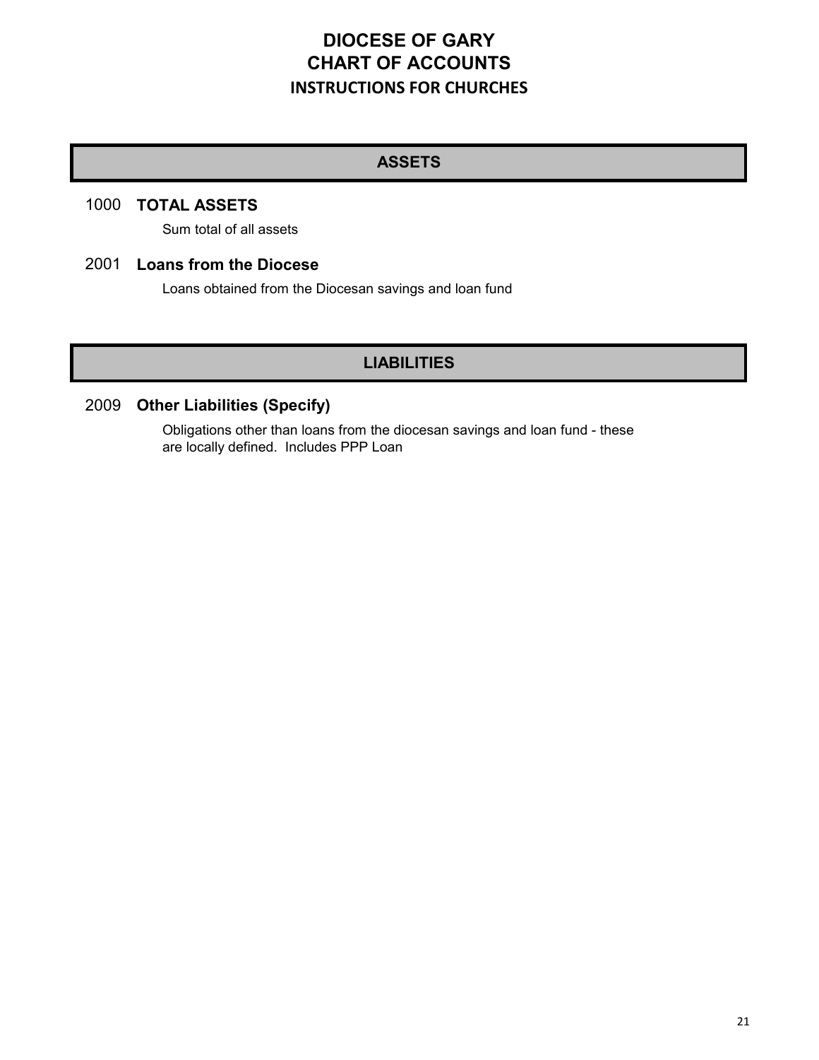# DIOCESE OF GARY
# CHART OF ACCOUNTS
## INSTRUCTIONS FOR CHURCHES

## ASSETS

### 1000 TOTAL ASSETS

Sum total of all assets

### 2001 Loans from the Diocese

Loans obtained from the Diocesan savings and loan fund

## LIABILITIES

### 2009 Other Liabilities (Specify)

Obligations other than loans from the diocesan savings and loan fund - these are locally defined. Includes PPP Loan